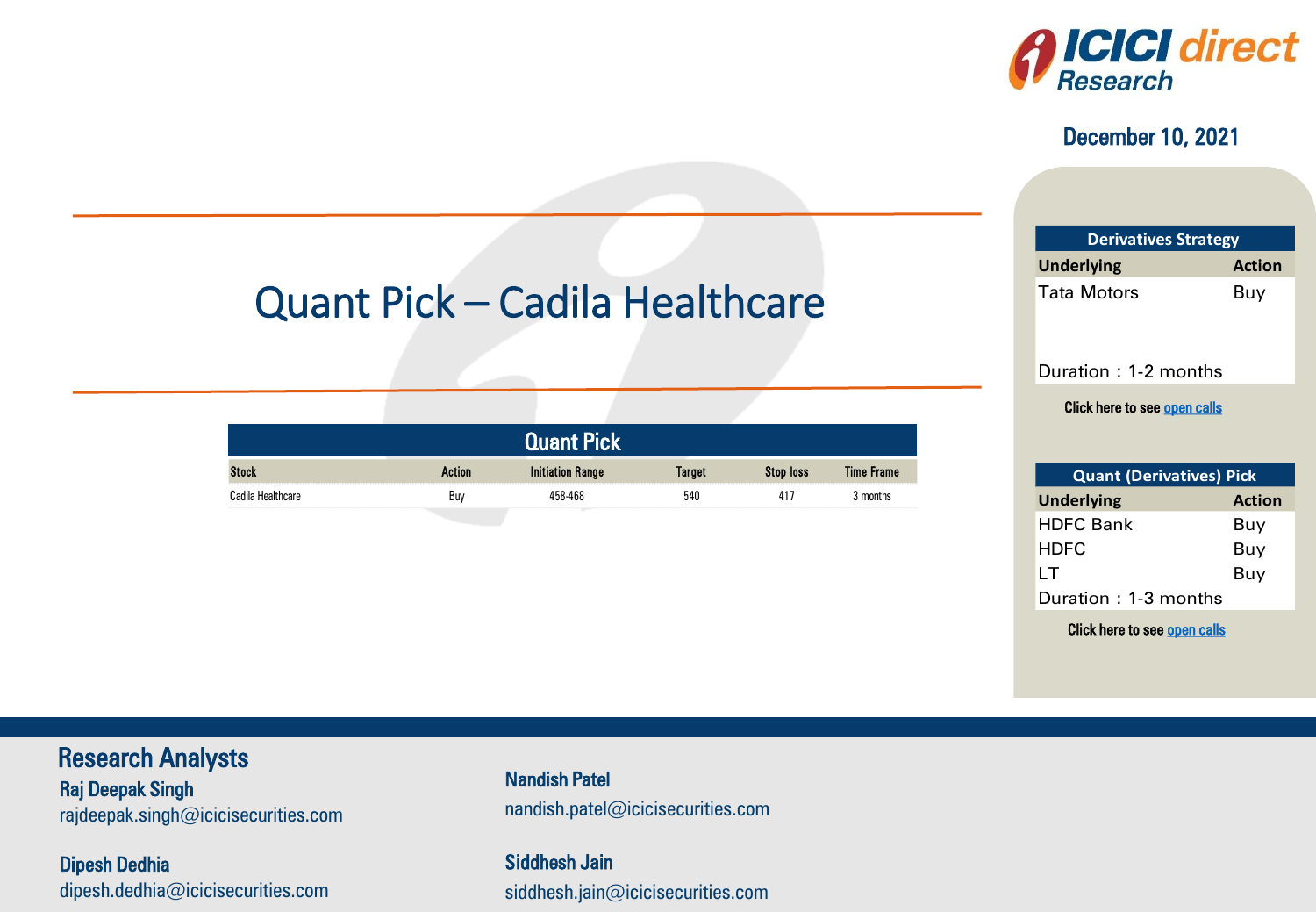ICICI direct Research

December 10, 2021

# Quant Pick – Cadila Healthcare

| Quant Pick | | | | | |
|---|---|---|---|---|---|
| Stock | Action | Initiation Range | Target | Stop loss | Time Frame |
| Cadila Healthcare | Buy | 458-468 | 540 | 417 | 3 months |

| Derivatives Strategy | |
|---|---|
| **Underlying** | **Action** |
| Tata Motors | Buy |
| Duration : 1-2 months | |

Click here to see open calls

| Quant (Derivatives) Pick | |
|---|---|
| **Underlying** | **Action** |
| HDFC Bank | Buy |
| HDFC | Buy |
| LT | Buy |
| Duration : 1-3 months | |

Click here to see open calls

## Research Analysts

**Raj Deepak Singh**
rajdeepak.singh@icicisecurities.com

**Dipesh Dedhia**
dipesh.dedhia@icicisecurities.com

**Nandish Patel**
nandish.patel@icicisecurities.com

**Siddhesh Jain**
siddhesh.jain@icicisecurities.com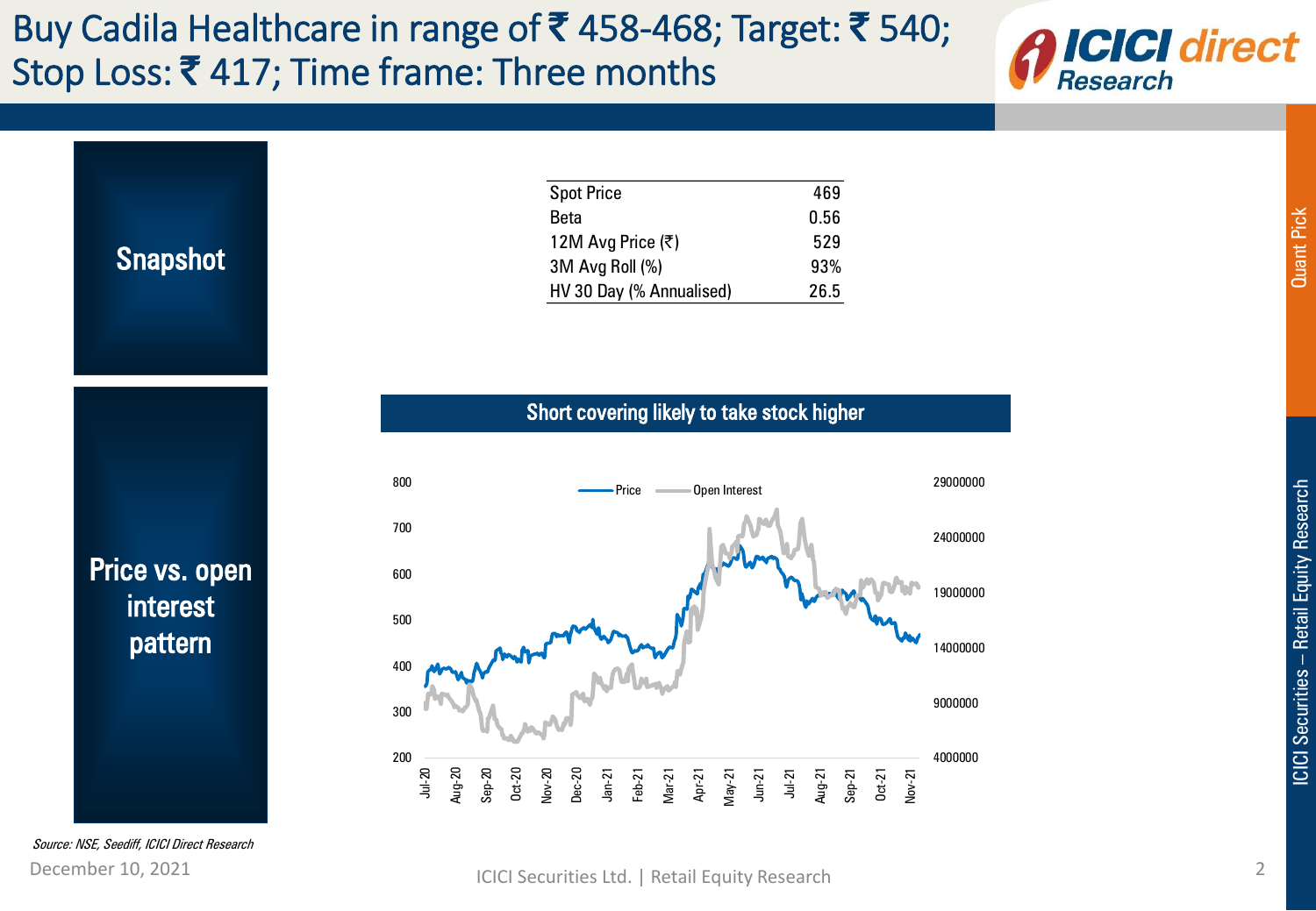# Buy Cadila Healthcare in range of ₹ 458-468; Target: ₹ 540; Stop Loss: ₹ 417; Time frame: Three months

## Snapshot

| Spot Price | 469 |
|---|---|
| Beta | 0.56 |
| 12M Avg Price (₹) | 529 |
| 3M Avg Roll (%) | 93% |
| HV 30 Day (% Annualised) | 26.5 |

## Price vs. open interest pattern

**Short covering likely to take stock higher**

*Source: NSE, Seediff, ICICI Direct Research*

December 10, 2021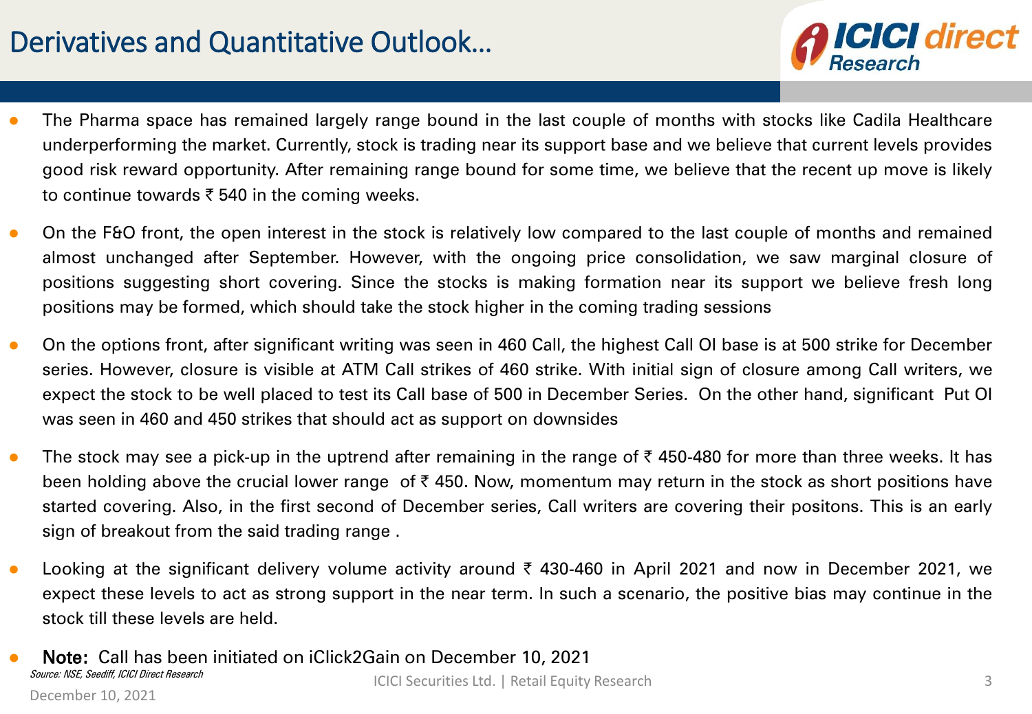# Derivatives and Quantitative Outlook…

- The Pharma space has remained largely range bound in the last couple of months with stocks like Cadila Healthcare underperforming the market. Currently, stock is trading near its support base and we believe that current levels provides good risk reward opportunity. After remaining range bound for some time, we believe that the recent up move is likely to continue towards ₹ 540 in the coming weeks.
- On the F&O front, the open interest in the stock is relatively low compared to the last couple of months and remained almost unchanged after September. However, with the ongoing price consolidation, we saw marginal closure of positions suggesting short covering. Since the stocks is making formation near its support we believe fresh long positions may be formed, which should take the stock higher in the coming trading sessions
- On the options front, after significant writing was seen in 460 Call, the highest Call OI base is at 500 strike for December series. However, closure is visible at ATM Call strikes of 460 strike. With initial sign of closure among Call writers, we expect the stock to be well placed to test its Call base of 500 in December Series. On the other hand, significant Put OI was seen in 460 and 450 strikes that should act as support on downsides
- The stock may see a pick-up in the uptrend after remaining in the range of ₹ 450-480 for more than three weeks. It has been holding above the crucial lower range of ₹ 450. Now, momentum may return in the stock as short positions have started covering. Also, in the first second of December series, Call writers are covering their positons. This is an early sign of breakout from the said trading range .
- Looking at the significant delivery volume activity around ₹ 430-460 in April 2021 and now in December 2021, we expect these levels to act as strong support in the near term. In such a scenario, the positive bias may continue in the stock till these levels are held.
- **Note:** Call has been initiated on iClick2Gain on December 10, 2021

*Source: NSE, Seediff, ICICI Direct Research*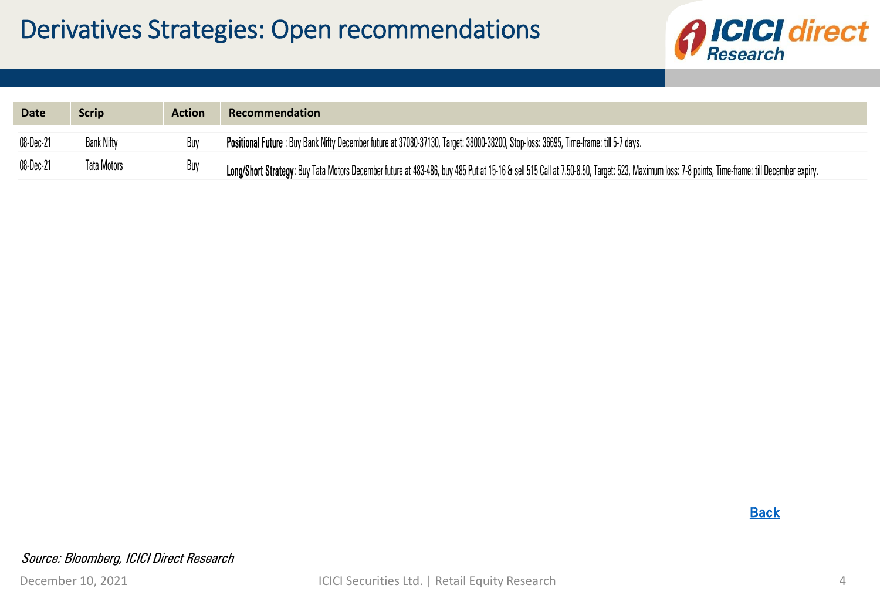# Derivatives Strategies: Open recommendations

| Date | Scrip | Action | Recommendation |
|---|---|---|---|
| 08-Dec-21 | Bank Nifty | Buy | **Positional Future** : Buy Bank Nifty December future at 37080-37130, Target: 38000-38200, Stop-loss: 36695, Time-frame: till 5-7 days. |
| 08-Dec-21 | Tata Motors | Buy | **Long/Short Strategy**: Buy Tata Motors December future at 483-486, buy 485 Put at 15-16 & sell 515 Call at 7.50-8.50, Target: 523, Maximum loss: 7-8 points, Time-frame: till December expiry. |

Back

*Source: Bloomberg, ICICI Direct Research*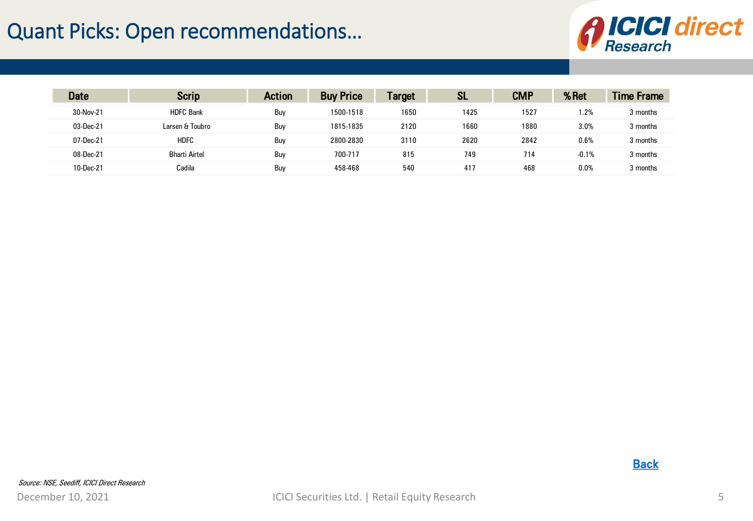# Quant Picks: Open recommendations…

| Date | Scrip | Action | Buy Price | Target | SL | CMP | % Ret | Time Frame |
|---|---|---|---|---|---|---|---|---|
| 30-Nov-21 | HDFC Bank | Buy | 1500-1518 | 1650 | 1425 | 1527 | 1.2% | 3 months |
| 03-Dec-21 | Larsen & Toubro | Buy | 1815-1835 | 2120 | 1660 | 1880 | 3.0% | 3 months |
| 07-Dec-21 | HDFC | Buy | 2800-2830 | 3110 | 2620 | 2842 | 0.6% | 3 months |
| 08-Dec-21 | Bharti Airtel | Buy | 700-717 | 815 | 749 | 714 | -0.1% | 3 months |
| 10-Dec-21 | Cadila | Buy | 458-468 | 540 | 417 | 468 | 0.0% | 3 months |

Back

*Source: NSE, Seediff, ICICI Direct Research*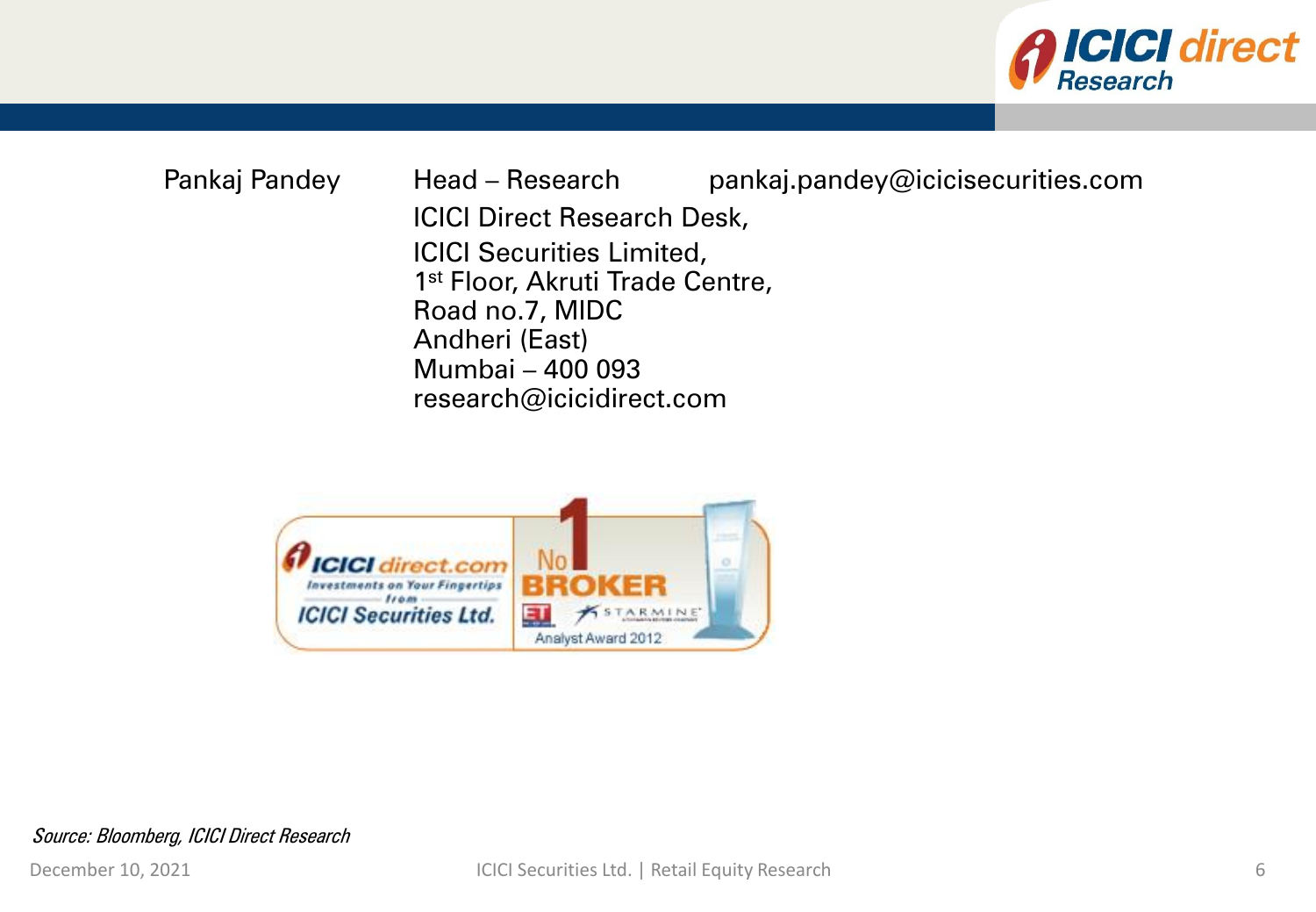Pankaj Pandey | Head – Research | pankaj.pandey@icicisecurities.com

ICICI Direct Research Desk,
ICICI Securities Limited,
1st Floor, Akruti Trade Centre,
Road no.7, MIDC
Andheri (East)
Mumbai – 400 093
research@icicidirect.com

*Source: Bloomberg, ICICI Direct Research*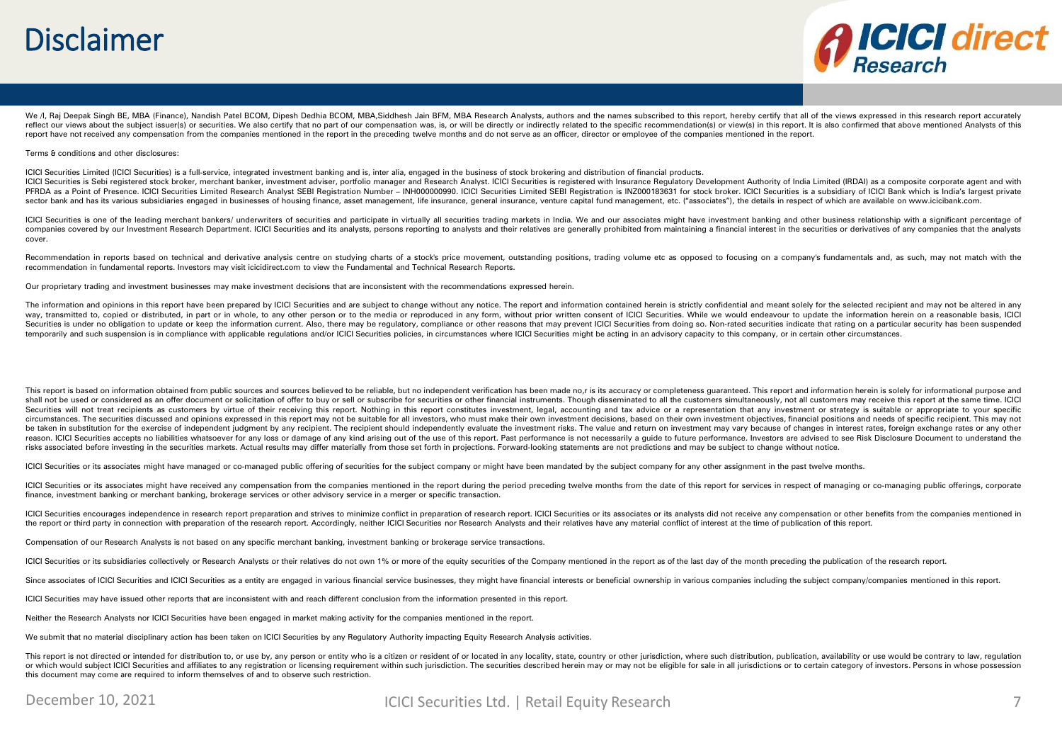# Disclaimer

We /I, Raj Deepak Singh BE, MBA (Finance), Nandish Patel BCOM, Dipesh Dedhia BCOM, MBA,Siddhesh Jain BFM, MBA Research Analysts, authors and the names subscribed to this report, hereby certify that all of the views expressed in this research report accurately reflect our views about the subject issuer(s) or securities. We also certify that no part of our compensation was, is, or will be directly or indirectly related to the specific recommendation(s) or view(s) in this report. It is also confirmed that above mentioned Analysts of this report have not received any compensation from the companies mentioned in the report in the preceding twelve months and do not serve as an officer, director or employee of the companies mentioned in the report.

Terms & conditions and other disclosures:

ICICI Securities Limited (ICICI Securities) is a full-service, integrated investment banking and is, inter alia, engaged in the business of stock brokering and distribution of financial products.
ICICI Securities is Sebi registered stock broker, merchant banker, investment adviser, portfolio manager and Research Analyst. ICICI Securities is registered with Insurance Regulatory Development Authority of India Limited (IRDAI) as a composite corporate agent and with PFRDA as a Point of Presence. ICICI Securities Limited Research Analyst SEBI Registration Number – INH000000990. ICICI Securities Limited SEBI Registration is INZ000183631 for stock broker. ICICI Securities is a subsidiary of ICICI Bank which is India's largest private sector bank and has its various subsidiaries engaged in businesses of housing finance, asset management, life insurance, general insurance, venture capital fund management, etc. ("associates"), the details in respect of which are available on www.icicibank.com.

ICICI Securities is one of the leading merchant bankers/ underwriters of securities and participate in virtually all securities trading markets in India. We and our associates might have investment banking and other business relationship with a significant percentage of companies covered by our Investment Research Department. ICICI Securities and its analysts, persons reporting to analysts and their relatives are generally prohibited from maintaining a financial interest in the securities or derivatives of any companies that the analysts cover.

Recommendation in reports based on technical and derivative analysis centre on studying charts of a stock's price movement, outstanding positions, trading volume etc as opposed to focusing on a company's fundamentals and, as such, may not match with the recommendation in fundamental reports. Investors may visit icicidirect.com to view the Fundamental and Technical Research Reports.

Our proprietary trading and investment businesses may make investment decisions that are inconsistent with the recommendations expressed herein.

The information and opinions in this report have been prepared by ICICI Securities and are subject to change without any notice. The report and information contained herein is strictly confidential and meant solely for the selected recipient and may not be altered in any way, transmitted to, copied or distributed, in part or in whole, to any other person or to the media or reproduced in any form, without prior written consent of ICICI Securities. While we would endeavour to update the information herein on a reasonable basis, ICICI Securities is under no obligation to update or keep the information current. Also, there may be regulatory, compliance or other reasons that may prevent ICICI Securities from doing so. Non-rated securities indicate that rating on a particular security has been suspended temporarily and such suspension is in compliance with applicable regulations and/or ICICI Securities policies, in circumstances where ICICI Securities might be acting in an advisory capacity to this company, or in certain other circumstances.

This report is based on information obtained from public sources and sources believed to be reliable, but no independent verification has been made no,r is its accuracy or completeness guaranteed. This report and information herein is solely for informational purpose and shall not be used or considered as an offer document or solicitation of offer to buy or sell or subscribe for securities or other financial instruments. Though disseminated to all the customers simultaneously, not all customers may receive this report at the same time. ICICI Securities will not treat recipients as customers by virtue of their receiving this report. Nothing in this report constitutes investment, legal, accounting and tax advice or a representation that any investment or strategy is suitable or appropriate to your specific circumstances. The securities discussed and opinions expressed in this report may not be suitable for all investors, who must make their own investment decisions, based on their own investment objectives, financial positions and needs of specific recipient. This may not be taken in substitution for the exercise of independent judgment by any recipient. The recipient should independently evaluate the investment risks. The value and return on investment may vary because of changes in interest rates, foreign exchange rates or any other reason. ICICI Securities accepts no liabilities whatsoever for any loss or damage of any kind arising out of the use of this report. Past performance is not necessarily a guide to future performance. Investors are advised to see Risk Disclosure Document to understand the risks associated before investing in the securities markets. Actual results may differ materially from those set forth in projections. Forward-looking statements are not predictions and may be subject to change without notice.

ICICI Securities or its associates might have managed or co-managed public offering of securities for the subject company or might have been mandated by the subject company for any other assignment in the past twelve months.

ICICI Securities or its associates might have received any compensation from the companies mentioned in the report during the period preceding twelve months from the date of this report for services in respect of managing or co-managing public offerings, corporate finance, investment banking or merchant banking, brokerage services or other advisory service in a merger or specific transaction.

ICICI Securities encourages independence in research report preparation and strives to minimize conflict in preparation of research report. ICICI Securities or its associates or its analysts did not receive any compensation or other benefits from the companies mentioned in the report or third party in connection with preparation of the research report. Accordingly, neither ICICI Securities nor Research Analysts and their relatives have any material conflict of interest at the time of publication of this report.

Compensation of our Research Analysts is not based on any specific merchant banking, investment banking or brokerage service transactions.

ICICI Securities or its subsidiaries collectively or Research Analysts or their relatives do not own 1% or more of the equity securities of the Company mentioned in the report as of the last day of the month preceding the publication of the research report.

Since associates of ICICI Securities and ICICI Securities as a entity are engaged in various financial service businesses, they might have financial interests or beneficial ownership in various companies including the subject company/companies mentioned in this report.

ICICI Securities may have issued other reports that are inconsistent with and reach different conclusion from the information presented in this report.

Neither the Research Analysts nor ICICI Securities have been engaged in market making activity for the companies mentioned in the report.

We submit that no material disciplinary action has been taken on ICICI Securities by any Regulatory Authority impacting Equity Research Analysis activities.

This report is not directed or intended for distribution to, or use by, any person or entity who is a citizen or resident of or located in any locality, state, country or other jurisdiction, where such distribution, publication, availability or use would be contrary to law, regulation or which would subject ICICI Securities and affiliates to any registration or licensing requirement within such jurisdiction. The securities described herein may or may not be eligible for sale in all jurisdictions or to certain category of investors. Persons in whose possession this document may come are required to inform themselves of and to observe such restriction.